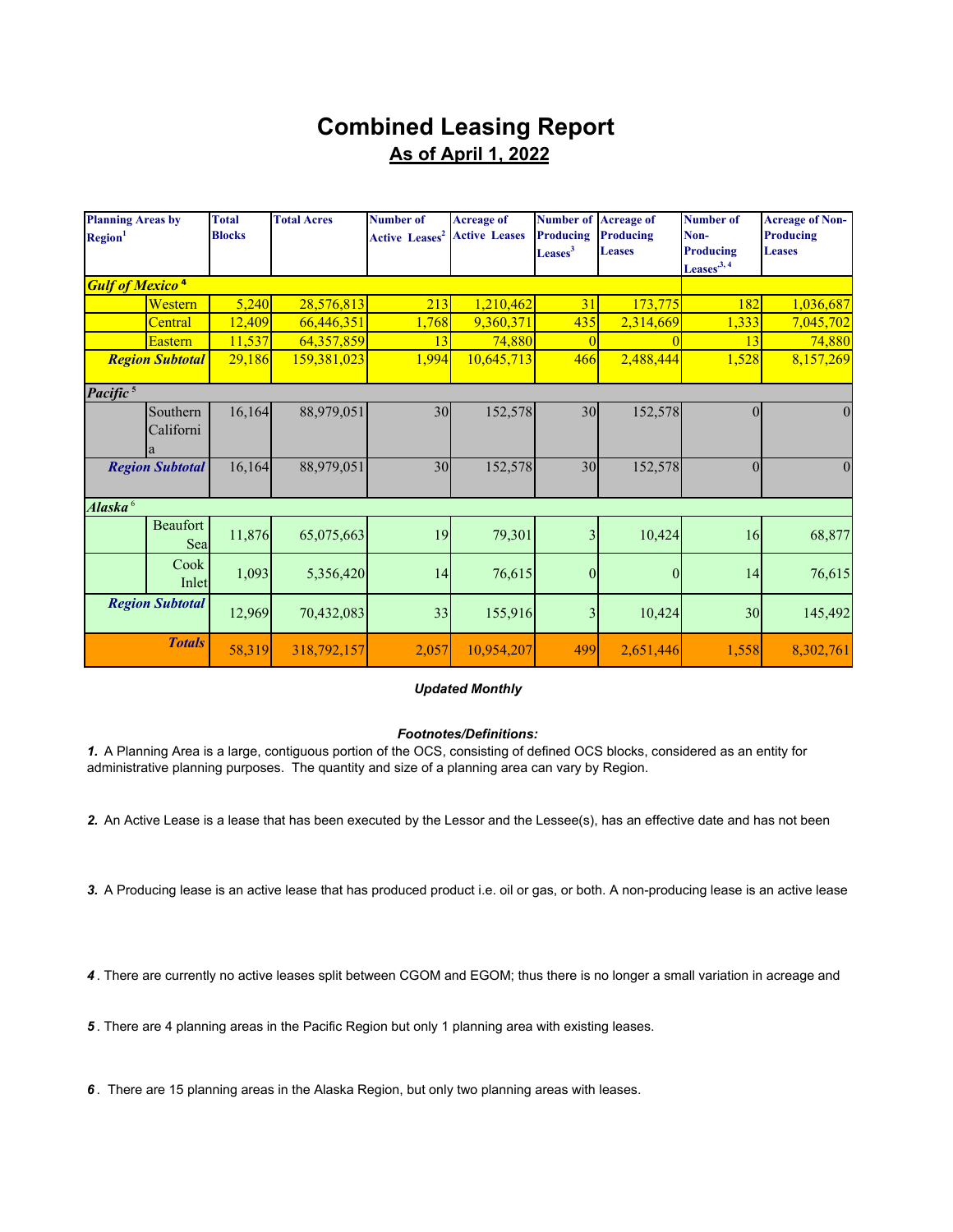# Combined Leasing Report

## As of April 1, 2022

| Planning Areas by Region[1] | | Total Blocks | Total Acres | Number of Active Leases[2] | Acreage of Active Leases | Number of Producing Leases[3] | Acreage of Producing Leases | Number of Non-Producing Leases[3, 4] | Acreage of Non-Producing Leases |
|---|---|---|---|---|---|---|---|---|---|
| ***Gulf of Mexico*** [4] | | | | | | | | | |
| | Western | 5,240 | 28,576,813 | 213 | 1,210,462 | 31 | 173,775 | 182 | 1,036,687 |
| | Central | 12,409 | 66,446,351 | 1,768 | 9,360,371 | 435 | 2,314,669 | 1,333 | 7,045,702 |
| | Eastern | 11,537 | 64,357,859 | 13 | 74,880 | 0 | 0 | 13 | 74,880 |
| ***Region Subtotal*** | | 29,186 | 159,381,023 | 1,994 | 10,645,713 | 466 | 2,488,444 | 1,528 | 8,157,269 |
| ***Pacific*** [5] | | | | | | | | | |
| | Southern California | 16,164 | 88,979,051 | 30 | 152,578 | 30 | 152,578 | 0 | 0 |
| ***Region Subtotal*** | | 16,164 | 88,979,051 | 30 | 152,578 | 30 | 152,578 | 0 | 0 |
| ***Alaska*** [6] | | | | | | | | | |
| | Beaufort Sea | 11,876 | 65,075,663 | 19 | 79,301 | 3 | 10,424 | 16 | 68,877 |
| | Cook Inlet | 1,093 | 5,356,420 | 14 | 76,615 | 0 | 0 | 14 | 76,615 |
| ***Region Subtotal*** | | 12,969 | 70,432,083 | 33 | 155,916 | 3 | 10,424 | 30 | 145,492 |
| ***Totals*** | | 58,319 | 318,792,157 | 2,057 | 10,954,207 | 499 | 2,651,446 | 1,558 | 8,302,761 |

***Updated Monthly***

***Footnotes/Definitions:***

***1.*** A Planning Area is a large, contiguous portion of the OCS, consisting of defined OCS blocks, considered as an entity for administrative planning purposes. The quantity and size of a planning area can vary by Region.

***2.*** An Active Lease is a lease that has been executed by the Lessor and the Lessee(s), has an effective date and has not been

***3.*** A Producing lease is an active lease that has produced product i.e. oil or gas, or both. A non-producing lease is an active lease

***4*** . There are currently no active leases split between CGOM and EGOM; thus there is no longer a small variation in acreage and

***5*** . There are 4 planning areas in the Pacific Region but only 1 planning area with existing leases.

***6*** . There are 15 planning areas in the Alaska Region, but only two planning areas with leases.